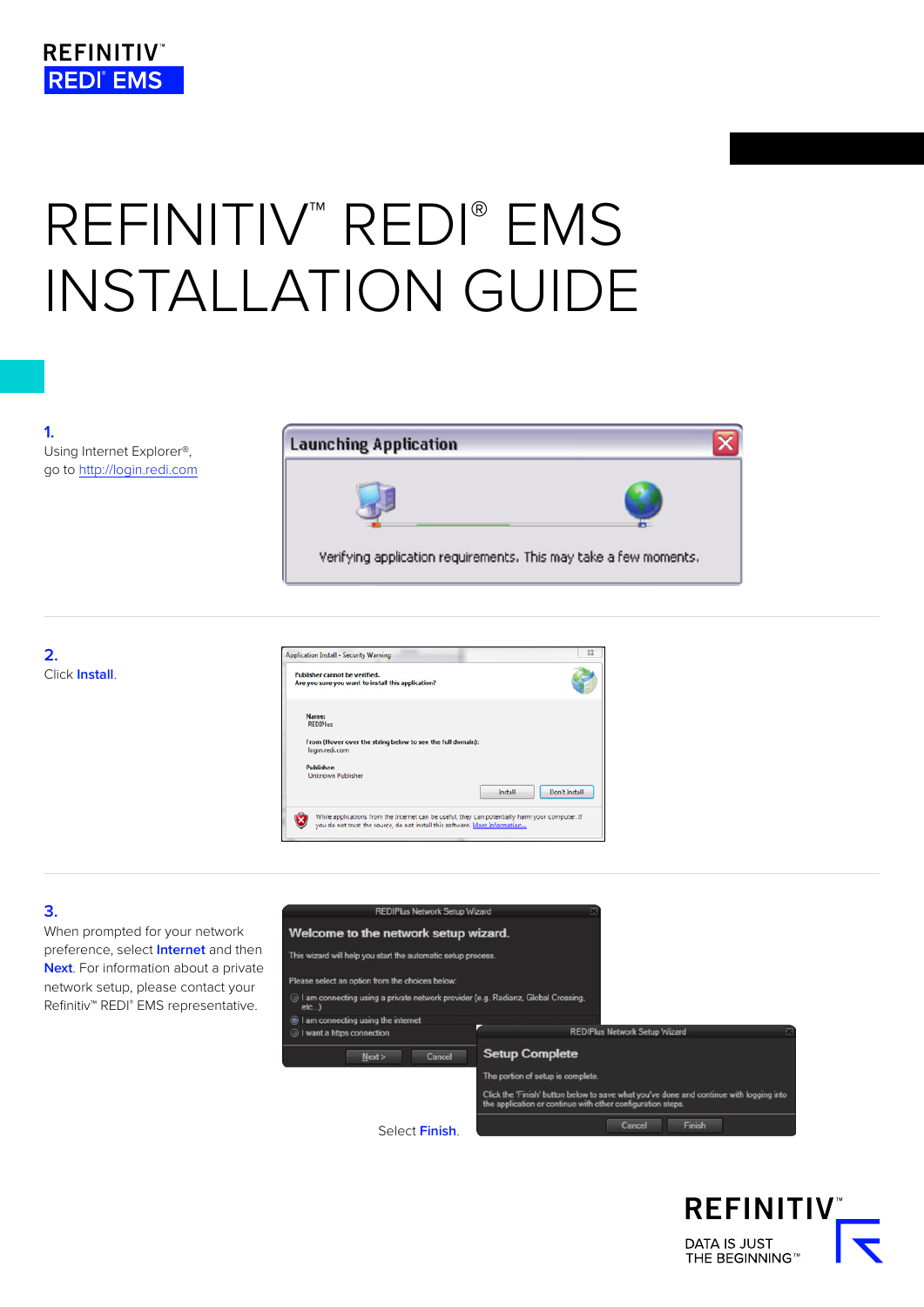REFINITIV™
REDI® EMS

# REFINITIV™ REDI® EMS INSTALLATION GUIDE

**1.**
Using Internet Explorer®, go to http://login.redi.com

**2.**
Click **Install**.

**3.**
When prompted for your network preference, select **Internet** and then **Next**. For information about a private network setup, please contact your Refinitiv™ REDI® EMS representative.

Select **Finish**.

REFINITIV™
DATA IS JUST THE BEGINNING™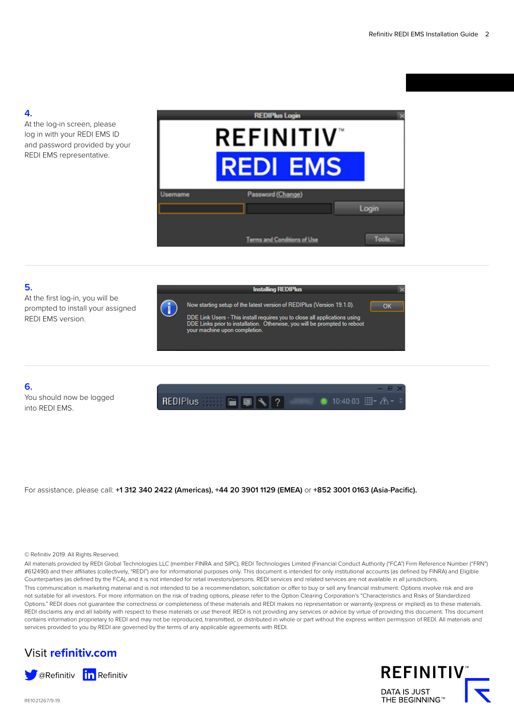**4.**

At the log-in screen, please log in with your REDI EMS ID and password provided by your REDI EMS representative.

**5.**

At the first log-in, you will be prompted to install your assigned REDI EMS version.

**6.**

You should now be logged into REDI EMS.

For assistance, please call: **+1 312 340 2422 (Americas), +44 20 3901 1129 (EMEA)** or **+852 3001 0163 (Asia-Pacific).**

© Refinitiv 2019. All Rights Reserved.

All materials provided by REDI Global Technologies LLC (member FINRA and SIPC), REDI Technologies Limited (Financial Conduct Authority ("FCA") Firm Reference Number ("FRN") #612490) and their affiliates (collectively, "REDI") are for informational purposes only. This document is intended for only institutional accounts (as defined by FINRA) and Eligible Counterparties (as defined by the FCA), and it is not intended for retail investors/persons. REDI services and related services are not available in all jurisdictions.

This communication is marketing material and is not intended to be a recommendation, solicitation or offer to buy or sell any financial instrument. Options involve risk and are not suitable for all investors. For more information on the risk of trading options, please refer to the Option Clearing Corporation's "Characteristics and Risks of Standardized Options." REDI does not guarantee the correctness or completeness of these materials and REDI makes no representation or warranty (express or implied) as to these materials. REDI disclaims any and all liability with respect to these materials or use thereof. REDI is not providing any services or advice by virtue of providing this document. This document contains information proprietary to REDI and may not be reproduced, transmitted, or distributed in whole or part without the express written permission of REDI. All materials and services provided to you by REDI are governed by the terms of any applicable agreements with REDI.

Visit **refinitiv.com**

@Refinitiv Refinitiv

REFINITIV™

DATA IS JUST THE BEGINNING™

RE1021267/9-19